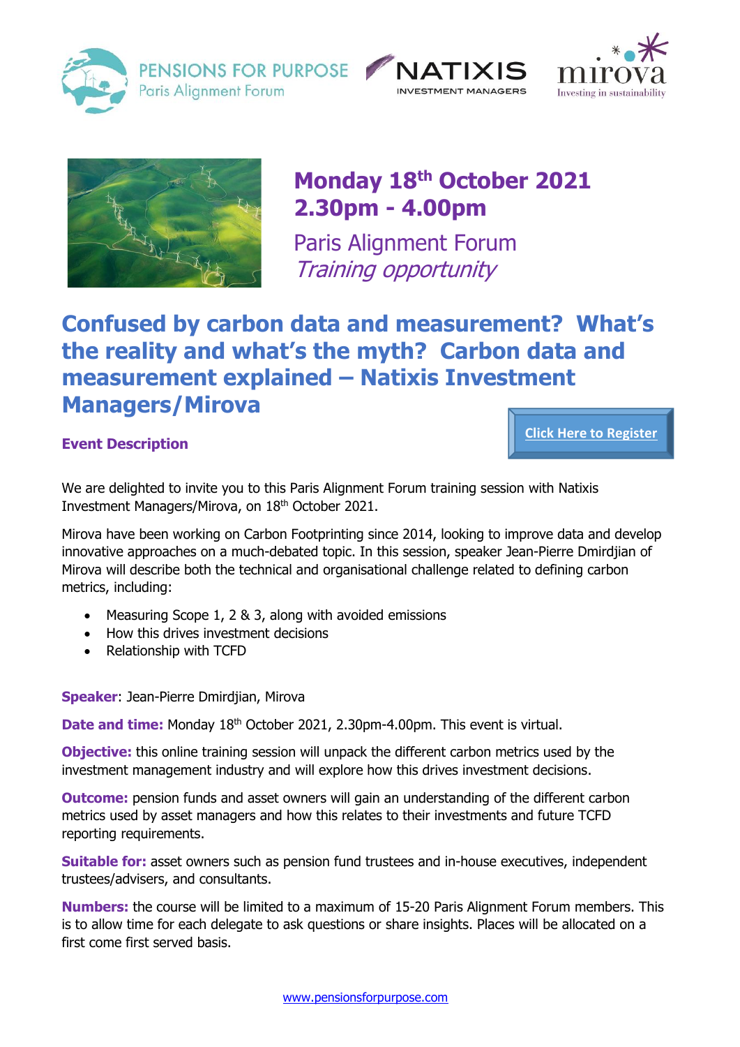PENSIONS FOR PURPOSE
Paris Alignment Forum

NATIXIS INVESTMENT MANAGERS

mirova
Investing in sustainability

## Monday 18th October 2021
## 2.30pm - 4.00pm

Paris Alignment Forum
*Training opportunity*

# Confused by carbon data and measurement? What's the reality and what's the myth? Carbon data and measurement explained – Natixis Investment Managers/Mirova

[Click Here to Register]

### Event Description

We are delighted to invite you to this Paris Alignment Forum training session with Natixis Investment Managers/Mirova, on 18th October 2021.

Mirova have been working on Carbon Footprinting since 2014, looking to improve data and develop innovative approaches on a much-debated topic. In this session, speaker Jean-Pierre Dmirdjian of Mirova will describe both the technical and organisational challenge related to defining carbon metrics, including:

- Measuring Scope 1, 2 & 3, along with avoided emissions
- How this drives investment decisions
- Relationship with TCFD

**Speaker**: Jean-Pierre Dmirdjian, Mirova

**Date and time:** Monday 18th October 2021, 2.30pm-4.00pm. This event is virtual.

**Objective:** this online training session will unpack the different carbon metrics used by the investment management industry and will explore how this drives investment decisions.

**Outcome:** pension funds and asset owners will gain an understanding of the different carbon metrics used by asset managers and how this relates to their investments and future TCFD reporting requirements.

**Suitable for:** asset owners such as pension fund trustees and in-house executives, independent trustees/advisers, and consultants.

**Numbers:** the course will be limited to a maximum of 15-20 Paris Alignment Forum members. This is to allow time for each delegate to ask questions or share insights. Places will be allocated on a first come first served basis.

www.pensionsforpurpose.com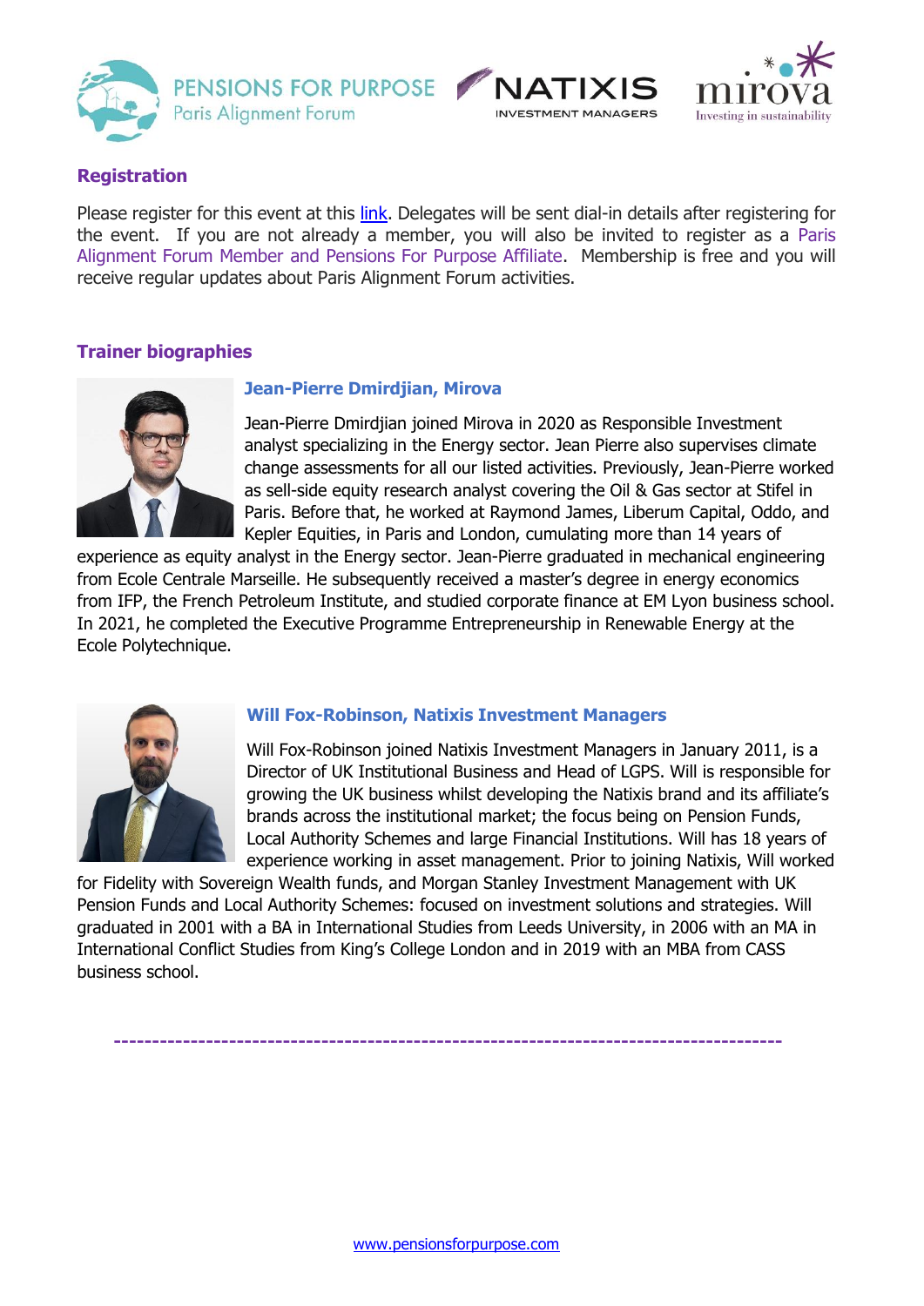## Registration

Please register for this event at this link. Delegates will be sent dial-in details after registering for the event. If you are not already a member, you will also be invited to register as a Paris Alignment Forum Member and Pensions For Purpose Affiliate. Membership is free and you will receive regular updates about Paris Alignment Forum activities.

## Trainer biographies

### Jean-Pierre Dmirdjian, Mirova

Jean-Pierre Dmirdjian joined Mirova in 2020 as Responsible Investment analyst specializing in the Energy sector. Jean Pierre also supervises climate change assessments for all our listed activities. Previously, Jean-Pierre worked as sell-side equity research analyst covering the Oil & Gas sector at Stifel in Paris. Before that, he worked at Raymond James, Liberum Capital, Oddo, and Kepler Equities, in Paris and London, cumulating more than 14 years of experience as equity analyst in the Energy sector. Jean-Pierre graduated in mechanical engineering from Ecole Centrale Marseille. He subsequently received a master's degree in energy economics from IFP, the French Petroleum Institute, and studied corporate finance at EM Lyon business school. In 2021, he completed the Executive Programme Entrepreneurship in Renewable Energy at the Ecole Polytechnique.

### Will Fox-Robinson, Natixis Investment Managers

Will Fox-Robinson joined Natixis Investment Managers in January 2011, is a Director of UK Institutional Business and Head of LGPS. Will is responsible for growing the UK business whilst developing the Natixis brand and its affiliate's brands across the institutional market; the focus being on Pension Funds, Local Authority Schemes and large Financial Institutions. Will has 18 years of experience working in asset management. Prior to joining Natixis, Will worked for Fidelity with Sovereign Wealth funds, and Morgan Stanley Investment Management with UK Pension Funds and Local Authority Schemes: focused on investment solutions and strategies. Will graduated in 2001 with a BA in International Studies from Leeds University, in 2006 with an MA in International Conflict Studies from King's College London and in 2019 with an MBA from CASS business school.

---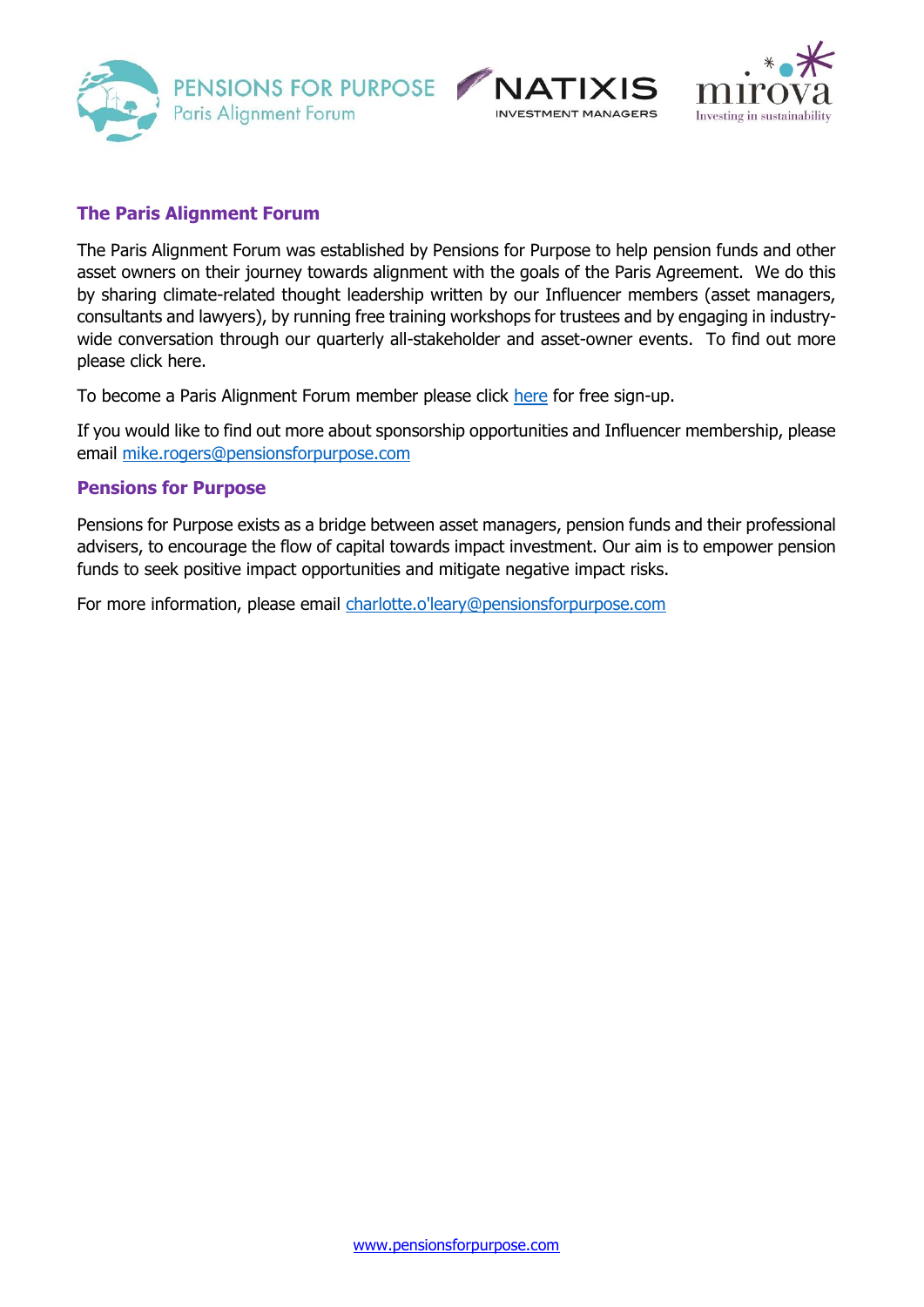## The Paris Alignment Forum

The Paris Alignment Forum was established by Pensions for Purpose to help pension funds and other asset owners on their journey towards alignment with the goals of the Paris Agreement. We do this by sharing climate-related thought leadership written by our Influencer members (asset managers, consultants and lawyers), by running free training workshops for trustees and by engaging in industry-wide conversation through our quarterly all-stakeholder and asset-owner events. To find out more please click here.

To become a Paris Alignment Forum member please click here for free sign-up.

If you would like to find out more about sponsorship opportunities and Influencer membership, please email mike.rogers@pensionsforpurpose.com

## Pensions for Purpose

Pensions for Purpose exists as a bridge between asset managers, pension funds and their professional advisers, to encourage the flow of capital towards impact investment. Our aim is to empower pension funds to seek positive impact opportunities and mitigate negative impact risks.

For more information, please email charlotte.o'leary@pensionsforpurpose.com

www.pensionsforpurpose.com